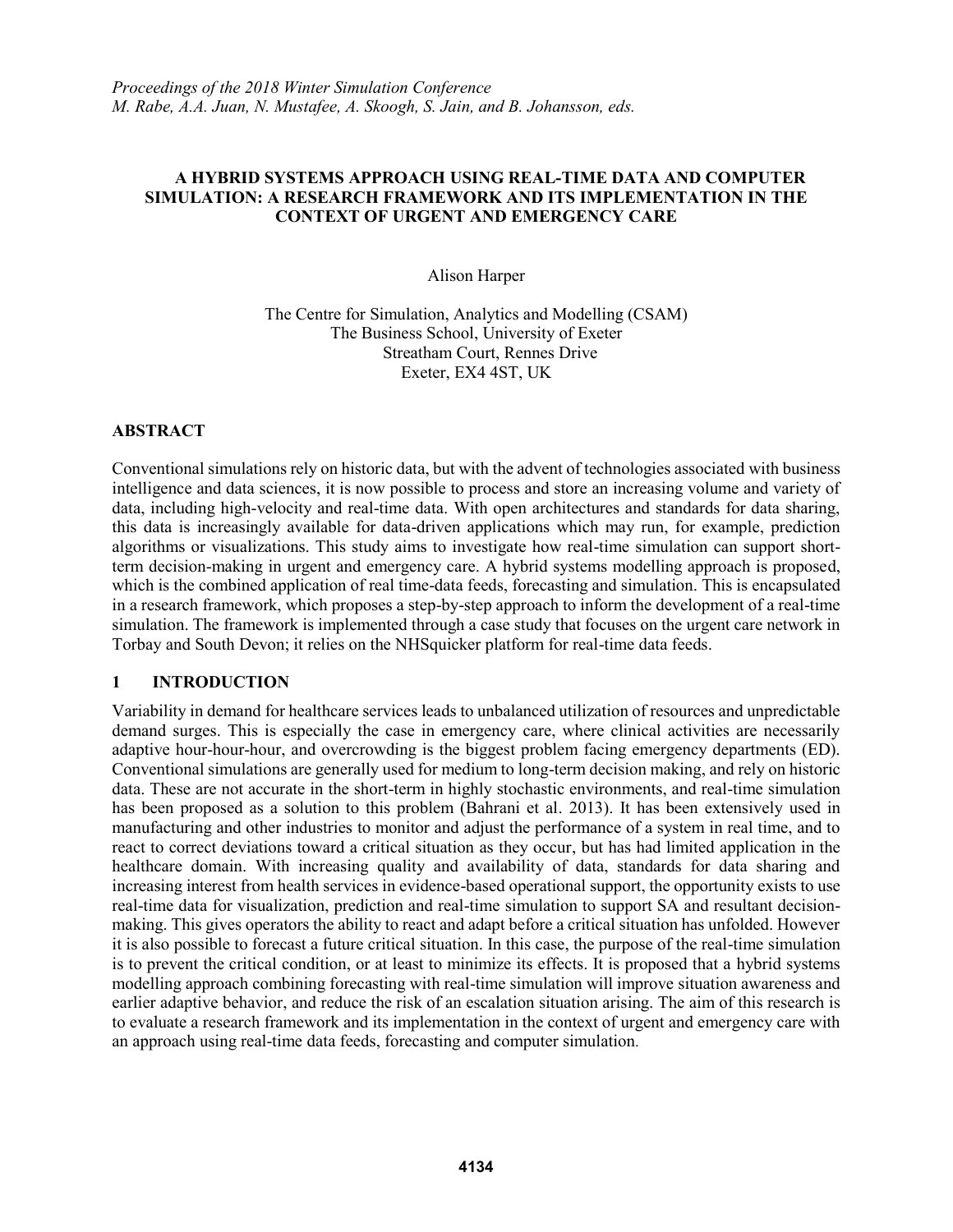*Proceedings of the 2018 Winter Simulation Conference*
*M. Rabe, A.A. Juan, N. Mustafee, A. Skoogh, S. Jain, and B. Johansson, eds.*

# A HYBRID SYSTEMS APPROACH USING REAL-TIME DATA AND COMPUTER SIMULATION: A RESEARCH FRAMEWORK AND ITS IMPLEMENTATION IN THE CONTEXT OF URGENT AND EMERGENCY CARE

Alison Harper

The Centre for Simulation, Analytics and Modelling (CSAM)
The Business School, University of Exeter
Streatham Court, Rennes Drive
Exeter, EX4 4ST, UK

## ABSTRACT

Conventional simulations rely on historic data, but with the advent of technologies associated with business intelligence and data sciences, it is now possible to process and store an increasing volume and variety of data, including high-velocity and real-time data. With open architectures and standards for data sharing, this data is increasingly available for data-driven applications which may run, for example, prediction algorithms or visualizations. This study aims to investigate how real-time simulation can support short-term decision-making in urgent and emergency care. A hybrid systems modelling approach is proposed, which is the combined application of real time-data feeds, forecasting and simulation. This is encapsulated in a research framework, which proposes a step-by-step approach to inform the development of a real-time simulation. The framework is implemented through a case study that focuses on the urgent care network in Torbay and South Devon; it relies on the NHSquicker platform for real-time data feeds.

## 1 INTRODUCTION

Variability in demand for healthcare services leads to unbalanced utilization of resources and unpredictable demand surges. This is especially the case in emergency care, where clinical activities are necessarily adaptive hour-hour-hour, and overcrowding is the biggest problem facing emergency departments (ED). Conventional simulations are generally used for medium to long-term decision making, and rely on historic data. These are not accurate in the short-term in highly stochastic environments, and real-time simulation has been proposed as a solution to this problem (Bahrani et al. 2013). It has been extensively used in manufacturing and other industries to monitor and adjust the performance of a system in real time, and to react to correct deviations toward a critical situation as they occur, but has had limited application in the healthcare domain. With increasing quality and availability of data, standards for data sharing and increasing interest from health services in evidence-based operational support, the opportunity exists to use real-time data for visualization, prediction and real-time simulation to support SA and resultant decision-making. This gives operators the ability to react and adapt before a critical situation has unfolded. However it is also possible to forecast a future critical situation. In this case, the purpose of the real-time simulation is to prevent the critical condition, or at least to minimize its effects. It is proposed that a hybrid systems modelling approach combining forecasting with real-time simulation will improve situation awareness and earlier adaptive behavior, and reduce the risk of an escalation situation arising. The aim of this research is to evaluate a research framework and its implementation in the context of urgent and emergency care with an approach using real-time data feeds, forecasting and computer simulation.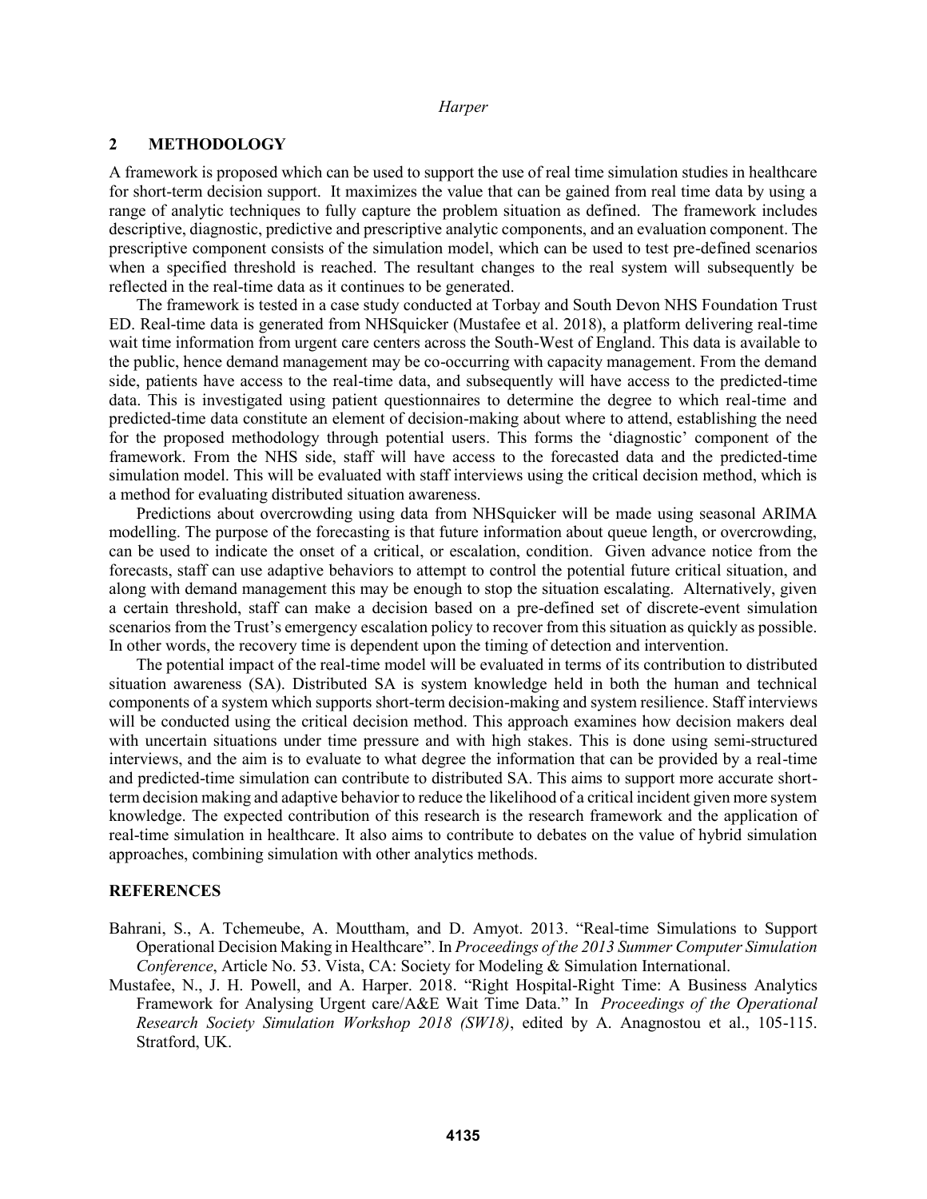## 2 METHODOLOGY

A framework is proposed which can be used to support the use of real time simulation studies in healthcare for short-term decision support. It maximizes the value that can be gained from real time data by using a range of analytic techniques to fully capture the problem situation as defined. The framework includes descriptive, diagnostic, predictive and prescriptive analytic components, and an evaluation component. The prescriptive component consists of the simulation model, which can be used to test pre-defined scenarios when a specified threshold is reached. The resultant changes to the real system will subsequently be reflected in the real-time data as it continues to be generated.

The framework is tested in a case study conducted at Torbay and South Devon NHS Foundation Trust ED. Real-time data is generated from NHSquicker (Mustafee et al. 2018), a platform delivering real-time wait time information from urgent care centers across the South-West of England. This data is available to the public, hence demand management may be co-occurring with capacity management. From the demand side, patients have access to the real-time data, and subsequently will have access to the predicted-time data. This is investigated using patient questionnaires to determine the degree to which real-time and predicted-time data constitute an element of decision-making about where to attend, establishing the need for the proposed methodology through potential users. This forms the 'diagnostic' component of the framework. From the NHS side, staff will have access to the forecasted data and the predicted-time simulation model. This will be evaluated with staff interviews using the critical decision method, which is a method for evaluating distributed situation awareness.

Predictions about overcrowding using data from NHSquicker will be made using seasonal ARIMA modelling. The purpose of the forecasting is that future information about queue length, or overcrowding, can be used to indicate the onset of a critical, or escalation, condition. Given advance notice from the forecasts, staff can use adaptive behaviors to attempt to control the potential future critical situation, and along with demand management this may be enough to stop the situation escalating. Alternatively, given a certain threshold, staff can make a decision based on a pre-defined set of discrete-event simulation scenarios from the Trust's emergency escalation policy to recover from this situation as quickly as possible. In other words, the recovery time is dependent upon the timing of detection and intervention.

The potential impact of the real-time model will be evaluated in terms of its contribution to distributed situation awareness (SA). Distributed SA is system knowledge held in both the human and technical components of a system which supports short-term decision-making and system resilience. Staff interviews will be conducted using the critical decision method. This approach examines how decision makers deal with uncertain situations under time pressure and with high stakes. This is done using semi-structured interviews, and the aim is to evaluate to what degree the information that can be provided by a real-time and predicted-time simulation can contribute to distributed SA. This aims to support more accurate short-term decision making and adaptive behavior to reduce the likelihood of a critical incident given more system knowledge. The expected contribution of this research is the research framework and the application of real-time simulation in healthcare. It also aims to contribute to debates on the value of hybrid simulation approaches, combining simulation with other analytics methods.

## REFERENCES

Bahrani, S., A. Tchemeube, A. Mouttham, and D. Amyot. 2013. "Real-time Simulations to Support Operational Decision Making in Healthcare". In *Proceedings of the 2013 Summer Computer Simulation Conference*, Article No. 53. Vista, CA: Society for Modeling & Simulation International.

Mustafee, N., J. H. Powell, and A. Harper. 2018. "Right Hospital-Right Time: A Business Analytics Framework for Analysing Urgent care/A&E Wait Time Data." In *Proceedings of the Operational Research Society Simulation Workshop 2018 (SW18)*, edited by A. Anagnostou et al., 105-115. Stratford, UK.